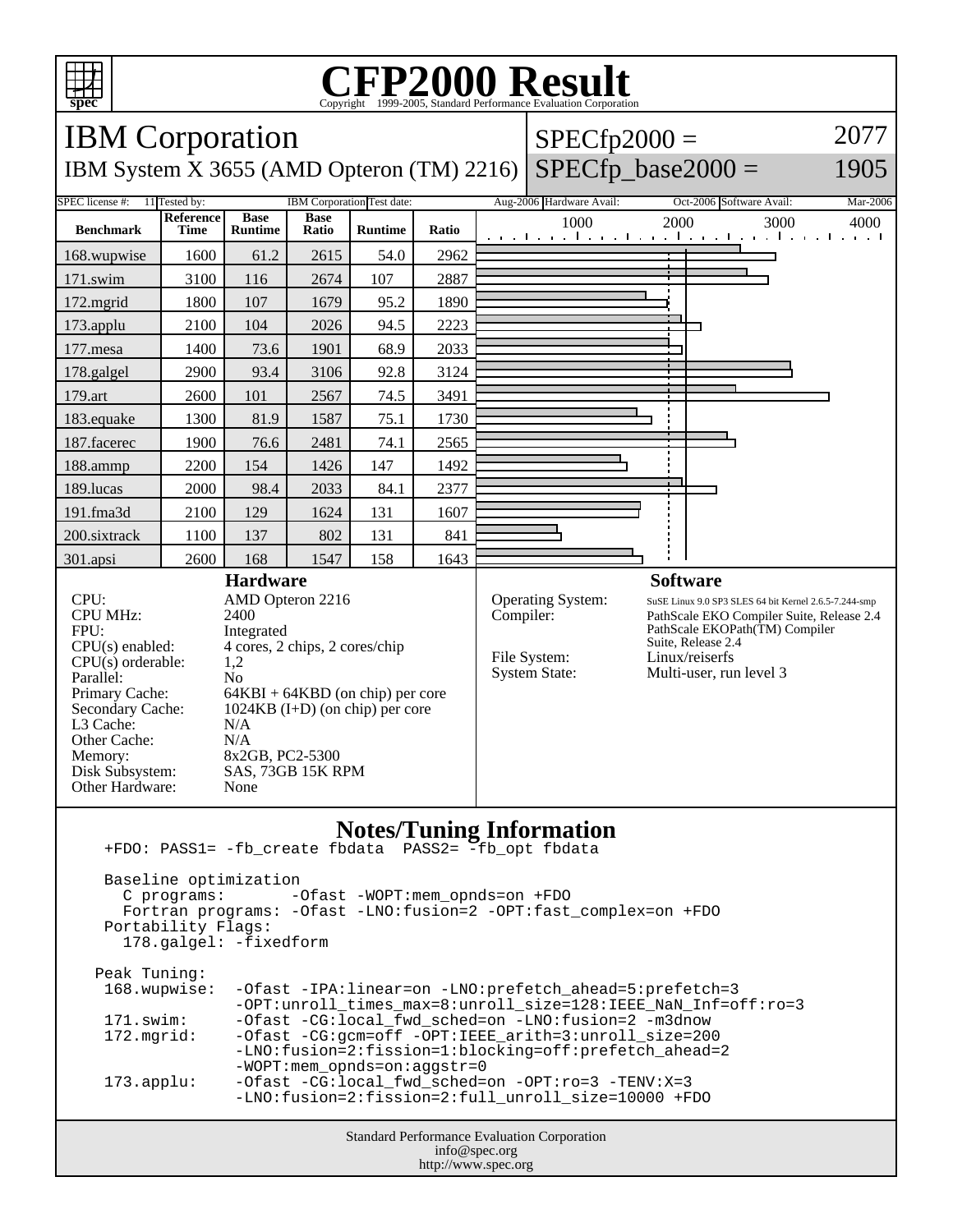# CFP2000 Result

Copyright 1999-2005, Standard Performance Evaluation Corporation

## IBM Corporation

IBM System X 3655 (AMD Opteron (TM) 2216)

SPECfp2000 = 2077

SPECfp_base2000 = 1905

| SPEC license #: | 11 | Tested by: | IBM Corporation | Test date: | Aug-2006 | Hardware Avail: | Oct-2006 | Software Avail: | Mar-2006 |
|---|---|---|---|---|---|---|---|---|---|

| Benchmark | Reference Time | Base Runtime | Base Ratio | Runtime | Ratio |
|---|---|---|---|---|---|
| 168.wupwise | 1600 | 61.2 | 2615 | 54.0 | 2962 |
| 171.swim | 3100 | 116 | 2674 | 107 | 2887 |
| 172.mgrid | 1800 | 107 | 1679 | 95.2 | 1890 |
| 173.applu | 2100 | 104 | 2026 | 94.5 | 2223 |
| 177.mesa | 1400 | 73.6 | 1901 | 68.9 | 2033 |
| 178.galgel | 2900 | 93.4 | 3106 | 92.8 | 3124 |
| 179.art | 2600 | 101 | 2567 | 74.5 | 3491 |
| 183.equake | 1300 | 81.9 | 1587 | 75.1 | 1730 |
| 187.facerec | 1900 | 76.6 | 2481 | 74.1 | 2565 |
| 188.ammp | 2200 | 154 | 1426 | 147 | 1492 |
| 189.lucas | 2000 | 98.4 | 2033 | 84.1 | 2377 |
| 191.fma3d | 2100 | 129 | 1624 | 131 | 1607 |
| 200.sixtrack | 1100 | 137 | 802 | 131 | 841 |
| 301.apsi | 2600 | 168 | 1547 | 158 | 1643 |

### Hardware

| | |
|---|---|
| CPU: | AMD Opteron 2216 |
| CPU MHz: | 2400 |
| FPU: | Integrated |
| CPU(s) enabled: | 4 cores, 2 chips, 2 cores/chip |
| CPU(s) orderable: | 1,2 |
| Parallel: | No |
| Primary Cache: | 64KBI + 64KBD (on chip) per core |
| Secondary Cache: | 1024KB (I+D) (on chip) per core |
| L3 Cache: | N/A |
| Other Cache: | N/A |
| Memory: | 8x2GB, PC2-5300 |
| Disk Subsystem: | SAS, 73GB 15K RPM |
| Other Hardware: | None |

### Software

| | |
|---|---|
| Operating System: | SuSE Linux 9.0 SP3 SLES 64 bit Kernel 2.6.5-7.244-smp |
| Compiler: | PathScale EKO Compiler Suite, Release 2.4 PathScale EKOPath(TM) Compiler Suite, Release 2.4 |
| File System: | Linux/reiserfs |
| System State: | Multi-user, run level 3 |

### Notes/Tuning Information

```
+FDO: PASS1= -fb_create fbdata  PASS2= -fb_opt fbdata

Baseline optimization
  C programs:       -Ofast -WOPT:mem_opnds=on +FDO
  Fortran programs: -Ofast -LNO:fusion=2 -OPT:fast_complex=on +FDO
Portability Flags:
  178.galgel: -fixedform

Peak Tuning:
 168.wupwise:  -Ofast -IPA:linear=on -LNO:prefetch_ahead=5:prefetch=3
               -OPT:unroll_times_max=8:unroll_size=128:IEEE_NaN_Inf=off:ro=3
 171.swim:     -Ofast -CG:local_fwd_sched=on -LNO:fusion=2 -m3dnow
 172.mgrid:    -Ofast -CG:gcm=off -OPT:IEEE_arith=3:unroll_size=200
               -LNO:fusion=2:fission=1:blocking=off:prefetch_ahead=2
               -WOPT:mem_opnds=on:aggstr=0
 173.applu:    -Ofast -CG:local_fwd_sched=on -OPT:ro=3 -TENV:X=3
               -LNO:fusion=2:fission=2:full_unroll_size=10000 +FDO
```

Standard Performance Evaluation Corporation
info@spec.org
http://www.spec.org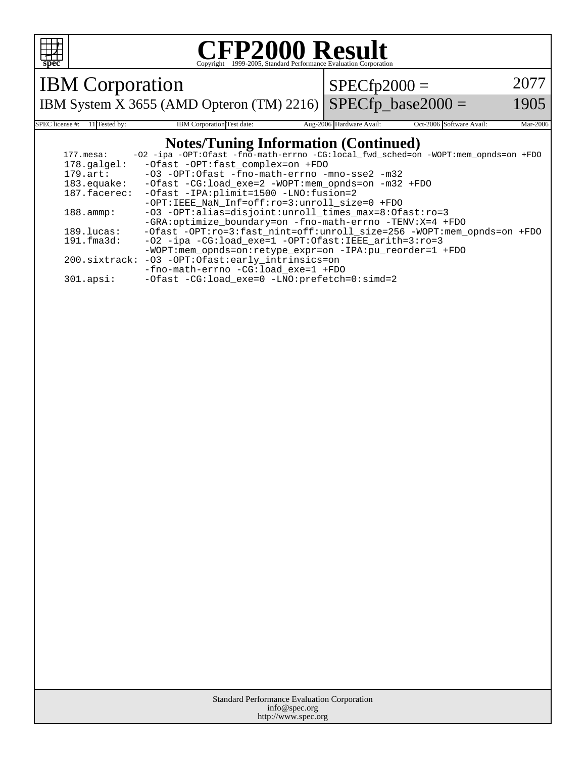# CFP2000 Result

Copyright 1999-2005, Standard Performance Evaluation Corporation

| | |
|---|---|
| IBM Corporation | SPECfp2000 = 2077 |
| IBM System X 3655 (AMD Opteron (TM) 2216) | SPECfp_base2000 = 1905 |

| SPEC license #: | 11 | Tested by: | IBM Corporation | Test date: | Aug-2006 | Hardware Avail: | Oct-2006 | Software Avail: | Mar-2006 |
|---|---|---|---|---|---|---|---|---|---|

## Notes/Tuning Information (Continued)

```
177.mesa:      -O2 -ipa -OPT:Ofast -fno-math-errno -CG:local_fwd_sched=on -WOPT:mem_opnds=on +FDO
178.galgel:    -Ofast -OPT:fast_complex=on +FDO
179.art:       -O3 -OPT:Ofast -fno-math-errno -mno-sse2 -m32
183.equake:    -Ofast -CG:load_exe=2 -WOPT:mem_opnds=on -m32 +FDO
187.facerec:   -Ofast -IPA:plimit=1500 -LNO:fusion=2
               -OPT:IEEE_NaN_Inf=off:ro=3:unroll_size=0 +FDO
188.ammp:      -O3 -OPT:alias=disjoint:unroll_times_max=8:Ofast:ro=3
               -GRA:optimize_boundary=on -fno-math-errno -TENV:X=4 +FDO
189.lucas:     -Ofast -OPT:ro=3:fast_nint=off:unroll_size=256 -WOPT:mem_opnds=on +FDO
191.fma3d:     -O2 -ipa -CG:load_exe=1 -OPT:Ofast:IEEE_arith=3:ro=3
               -WOPT:mem_opnds=on:retype_expr=on -IPA:pu_reorder=1 +FDO
200.sixtrack:  -O3 -OPT:Ofast:early_intrinsics=on
               -fno-math-errno -CG:load_exe=1 +FDO
301.apsi:      -Ofast -CG:load_exe=0 -LNO:prefetch=0:simd=2
```

Standard Performance Evaluation Corporation
info@spec.org
http://www.spec.org